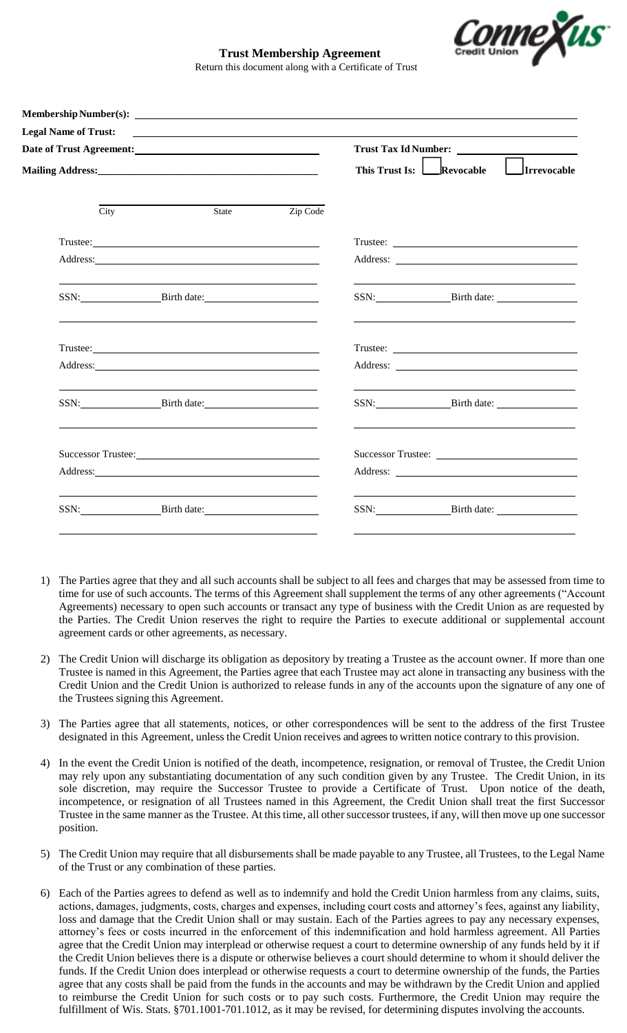# Trust Membership Agreement

Return this document along with a Certificate of Trust

**Membership Number(s):** \_\_\_\_\_\_\_\_\_\_\_\_\_\_\_\_\_\_\_\_

**Legal Name of Trust:** \_\_\_\_\_\_\_\_\_\_\_\_\_\_\_\_\_\_\_\_

**Date of Trust Agreement:** \_\_\_\_\_\_\_\_\_\_\_\_\_\_\_\_\_\_\_\_ **Trust Tax Id Number:** \_\_\_\_\_\_\_\_\_\_\_\_\_\_\_\_\_\_\_\_

**Mailing Address:** \_\_\_\_\_\_\_\_\_\_\_\_\_\_\_\_\_\_\_\_ **This Trust Is:** ☐ **Revocable** ☐ **Irrevocable**

City \_\_\_\_\_\_\_\_\_\_ State \_\_\_\_\_\_\_\_\_\_ Zip Code \_\_\_\_\_\_\_\_\_\_

| | |
|---|---|
| Trustee: | Trustee: |
| Address: | Address: |
| SSN: Birth date: | SSN: Birth date: |
| Trustee: | Trustee: |
| Address: | Address: |
| SSN: Birth date: | SSN: Birth date: |
| Successor Trustee: | Successor Trustee: |
| Address: | Address: |
| SSN: Birth date: | SSN: Birth date: |

1) The Parties agree that they and all such accounts shall be subject to all fees and charges that may be assessed from time to time for use of such accounts. The terms of this Agreement shall supplement the terms of any other agreements ("Account Agreements) necessary to open such accounts or transact any type of business with the Credit Union as are requested by the Parties. The Credit Union reserves the right to require the Parties to execute additional or supplemental account agreement cards or other agreements, as necessary.

2) The Credit Union will discharge its obligation as depository by treating a Trustee as the account owner. If more than one Trustee is named in this Agreement, the Parties agree that each Trustee may act alone in transacting any business with the Credit Union and the Credit Union is authorized to release funds in any of the accounts upon the signature of any one of the Trustees signing this Agreement.

3) The Parties agree that all statements, notices, or other correspondences will be sent to the address of the first Trustee designated in this Agreement, unless the Credit Union receives and agrees to written notice contrary to this provision.

4) In the event the Credit Union is notified of the death, incompetence, resignation, or removal of Trustee, the Credit Union may rely upon any substantiating documentation of any such condition given by any Trustee. The Credit Union, in its sole discretion, may require the Successor Trustee to provide a Certificate of Trust. Upon notice of the death, incompetence, or resignation of all Trustees named in this Agreement, the Credit Union shall treat the first Successor Trustee in the same manner as the Trustee. At this time, all other successor trustees, if any, will then move up one successor position.

5) The Credit Union may require that all disbursements shall be made payable to any Trustee, all Trustees, to the Legal Name of the Trust or any combination of these parties.

6) Each of the Parties agrees to defend as well as to indemnify and hold the Credit Union harmless from any claims, suits, actions, damages, judgments, costs, charges and expenses, including court costs and attorney's fees, against any liability, loss and damage that the Credit Union shall or may sustain. Each of the Parties agrees to pay any necessary expenses, attorney's fees or costs incurred in the enforcement of this indemnification and hold harmless agreement. All Parties agree that the Credit Union may interplead or otherwise request a court to determine ownership of any funds held by it if the Credit Union believes there is a dispute or otherwise believes a court should determine to whom it should deliver the funds. If the Credit Union does interplead or otherwise requests a court to determine ownership of the funds, the Parties agree that any costs shall be paid from the funds in the accounts and may be withdrawn by the Credit Union and applied to reimburse the Credit Union for such costs or to pay such costs. Furthermore, the Credit Union may require the fulfillment of Wis. Stats. §701.1001-701.1012, as it may be revised, for determining disputes involving the accounts.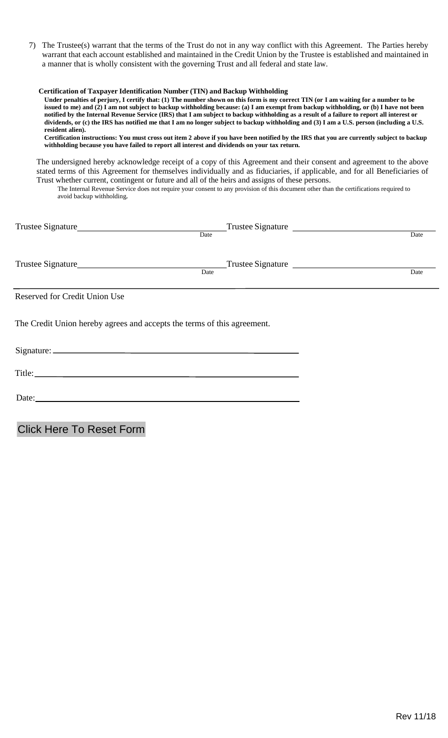7) The Trustee(s) warrant that the terms of the Trust do not in any way conflict with this Agreement. The Parties hereby warrant that each account established and maintained in the Credit Union by the Trustee is established and maintained in a manner that is wholly consistent with the governing Trust and all federal and state law.

**Certification of Taxpayer Identification Number (TIN) and Backup Withholding**

**Under penalties of perjury, I certify that: (1) The number shown on this form is my correct TIN (or I am waiting for a number to be issued to me) and (2) I am not subject to backup withholding because: (a) I am exempt from backup withholding, or (b) I have not been notified by the Internal Revenue Service (IRS) that I am subject to backup withholding as a result of a failure to report all interest or dividends, or (c) the IRS has notified me that I am no longer subject to backup withholding and (3) I am a U.S. person (including a U.S. resident alien).**

**Certification instructions: You must cross out item 2 above if you have been notified by the IRS that you are currently subject to backup withholding because you have failed to report all interest and dividends on your tax return.**

The undersigned hereby acknowledge receipt of a copy of this Agreement and their consent and agreement to the above stated terms of this Agreement for themselves individually and as fiduciaries, if applicable, and for all Beneficiaries of Trust whether current, contingent or future and all of the heirs and assigns of these persons.

The Internal Revenue Service does not require your consent to any provision of this document other than the certifications required to avoid backup withholding.

Trustee Signature\_\_\_\_\_\_\_\_\_\_\_\_\_\_\_\_\_\_\_\_ Date Trustee Signature \_\_\_\_\_\_\_\_\_\_\_\_\_\_\_\_\_\_\_\_ Date

Trustee Signature\_\_\_\_\_\_\_\_\_\_\_\_\_\_\_\_\_\_\_\_ Date Trustee Signature \_\_\_\_\_\_\_\_\_\_\_\_\_\_\_\_\_\_\_\_ Date

Reserved for Credit Union Use

The Credit Union hereby agrees and accepts the terms of this agreement.

Signature: \_\_\_\_\_\_\_\_\_\_\_\_\_\_\_\_\_\_\_\_\_\_\_\_\_\_\_\_\_\_

Title: \_\_\_\_\_\_\_\_\_\_\_\_\_\_\_\_\_\_\_\_\_\_\_\_\_\_\_\_\_\_

Date: \_\_\_\_\_\_\_\_\_\_\_\_\_\_\_\_\_\_\_\_\_\_\_\_\_\_\_\_\_\_

Click Here To Reset Form

Rev 11/18